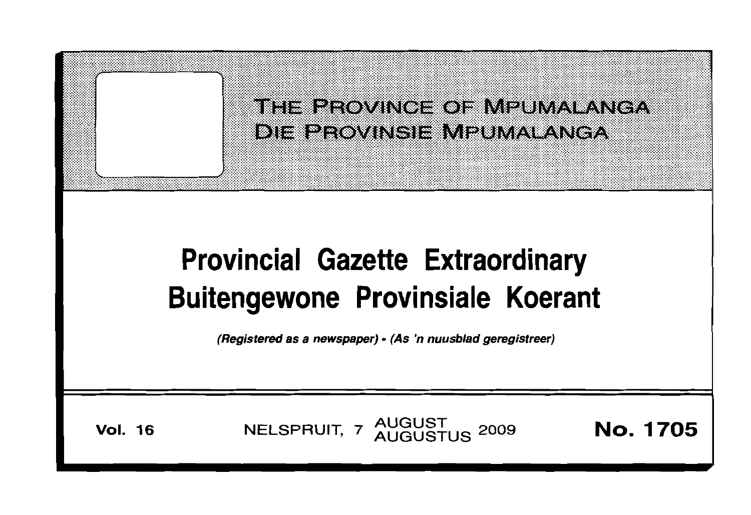THE PROVINCE OF MPUMALANGA
DIE PROVINSIE MPUMALANGA

# Provincial Gazette Extraordinary
# Buitengewone Provinsiale Koerant

*(Registered as a newspaper) • (As 'n nuusblad geregistreer)*

**Vol. 16** NELSPRUIT, 7 AUGUST AUGUSTUS 2009 **No. 1705**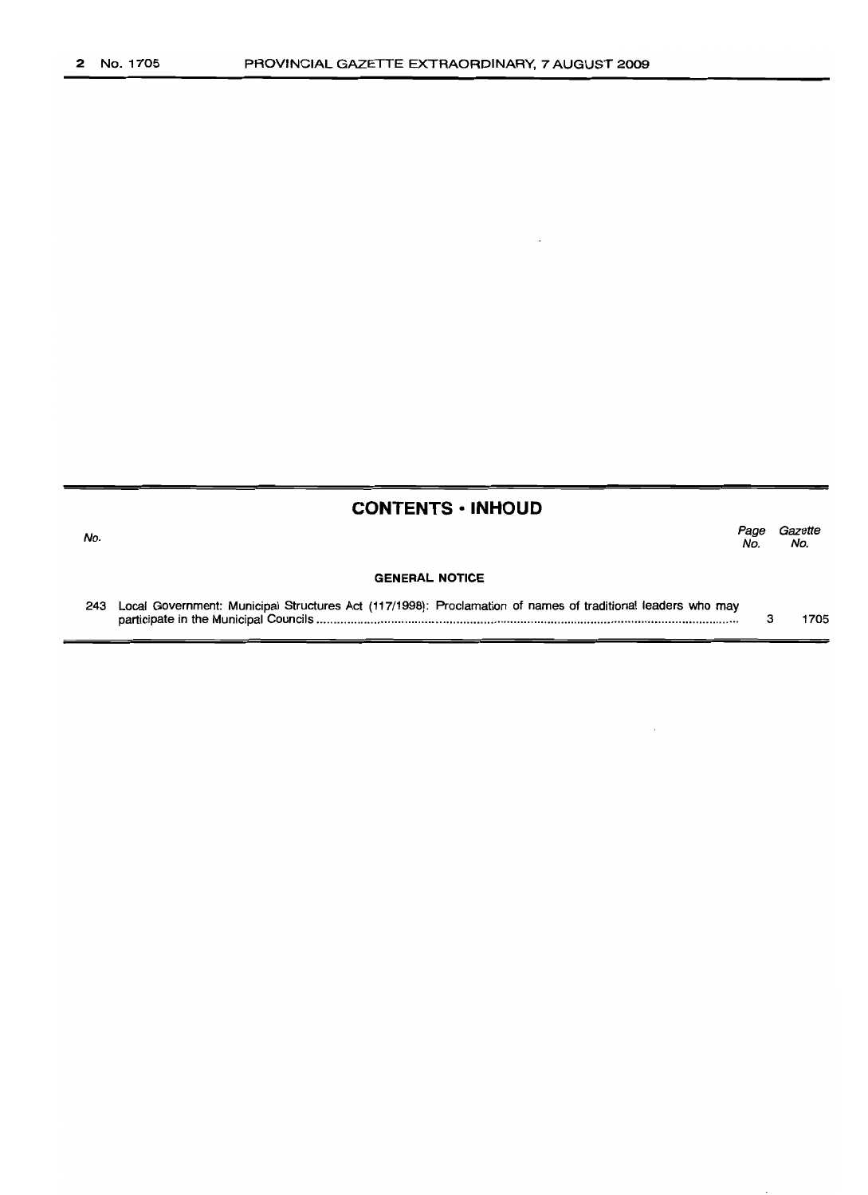## CONTENTS • INHOUD

| No. | | Page No. | Gazette No. |
|---|---|---|---|
| | **GENERAL NOTICE** | | |
| 243 | Local Government: Municipal Structures Act (117/1998): Proclamation of names of traditional leaders who may participate in the Municipal Councils | 3 | 1705 |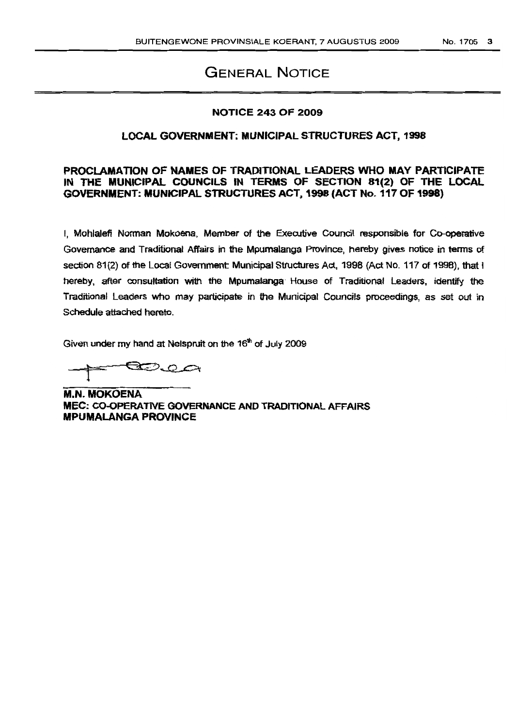# GENERAL NOTICE

## NOTICE 243 OF 2009

## LOCAL GOVERNMENT: MUNICIPAL STRUCTURES ACT, 1998

## PROCLAMATION OF NAMES OF TRADITIONAL LEADERS WHO MAY PARTICIPATE IN THE MUNICIPAL COUNCILS IN TERMS OF SECTION 81(2) OF THE LOCAL GOVERNMENT: MUNICIPAL STRUCTURES ACT, 1998 (ACT No. 117 OF 1998)

I, Mohlalefi Norman Mokoena, Member of the Executive Council responsible for Co-operative Governance and Traditional Affairs in the Mpumalanga Province, hereby gives notice in terms of section 81(2) of the Local Government: Municipal Structures Act, 1998 (Act No. 117 of 1998), that I hereby, after consultation with the Mpumalanga House of Traditional Leaders, identify the Traditional Leaders who may participate in the Municipal Councils proceedings, as set out in Schedule attached hereto.

Given under my hand at Nelspruit on the 16th of July 2009

**M.N. MOKOENA**
**MEC: CO-OPERATIVE GOVERNANCE AND TRADITIONAL AFFAIRS**
**MPUMALANGA PROVINCE**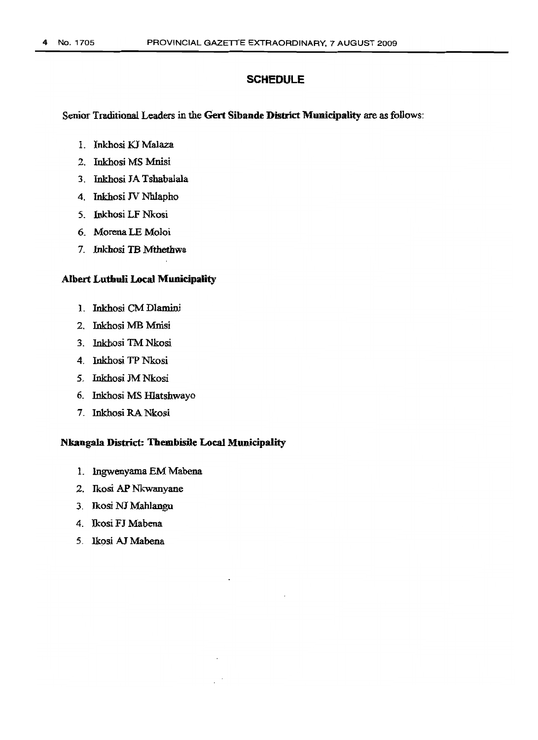## SCHEDULE

Senior Traditional Leaders in the **Gert Sibande District Municipality** are as follows:

1. Inkhosi KJ Malaza
2. Inkhosi MS Mnisi
3. Inkhosi JA Tshabalala
4. Inkhosi JV Nhlapho
5. Inkhosi LF Nkosi
6. Morena LE Moloi
7. Inkhosi TB Mthethwa

### Albert Luthuli Local Municipality

1. Inkhosi CM Dlamini
2. Inkhosi MB Mnisi
3. Inkhosi TM Nkosi
4. Inkhosi TP Nkosi
5. Inkhosi JM Nkosi
6. Inkhosi MS Hlatshwayo
7. Inkhosi RA Nkosi

### Nkangala District: Thembisile Local Municipality

1. Ingwenyama EM Mabena
2. Ikosi AP Nkwanyane
3. Ikosi NJ Mahlangu
4. Ikosi FJ Mabena
5. Ikosi AJ Mabena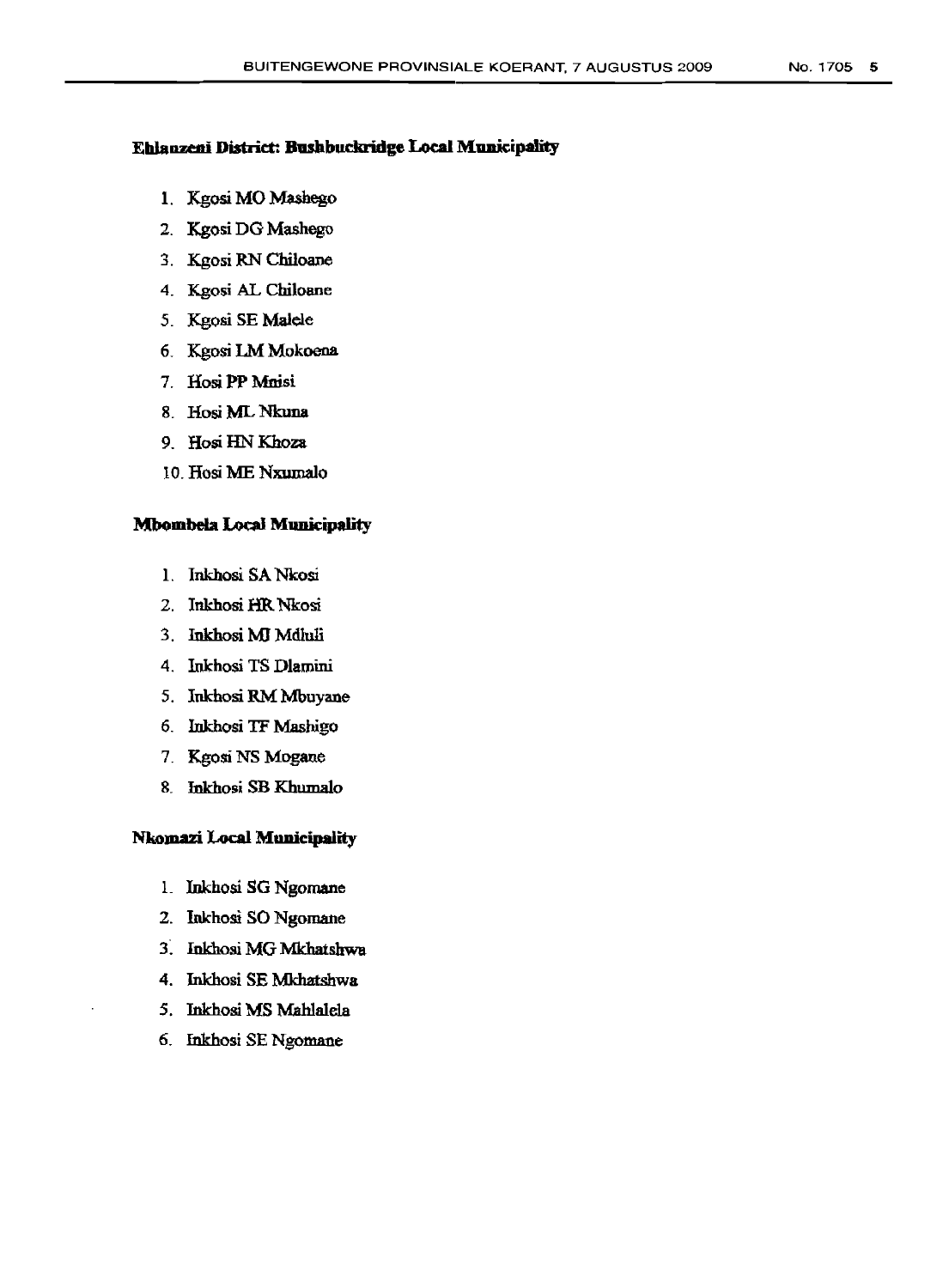**Ehlanzeni District: Bushbuckridge Local Municipality**

1. Kgosi MO Mashego
2. Kgosi DG Mashego
3. Kgosi RN Chiloane
4. Kgosi AL Chiloane
5. Kgosi SE Malele
6. Kgosi LM Mokoena
7. Hosi PP Mnisi
8. Hosi ML Nkuna
9. Hosi HN Khoza
10. Hosi ME Nxumalo

**Mbombela Local Municipality**

1. Inkhosi SA Nkosi
2. Inkhosi HR Nkosi
3. Inkhosi MJ Mdluli
4. Inkhosi TS Dlamini
5. Inkhosi RM Mbuyane
6. Inkhosi TF Mashigo
7. Kgosi NS Mogane
8. Inkhosi SB Khumalo

**Nkomazi Local Municipality**

1. Inkhosi SG Ngomane
2. Inkhosi SO Ngomane
3. Inkhosi MG Mkhatshwa
4. Inkhosi SE Mkhatshwa
5. Inkhosi MS Mahlalela
6. Inkhosi SE Ngomane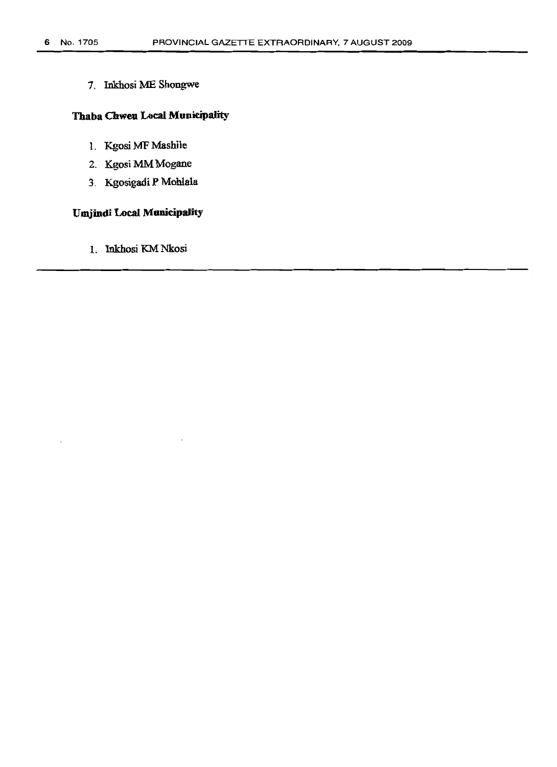7. Inkhosi ME Shongwe

**Thaba Chweu Local Municipality**

1. Kgosi MF Mashile
2. Kgosi MM Mogane
3. Kgosigadi P Mohlala

**Umjindi Local Municipality**

1. Inkhosi KM Nkosi